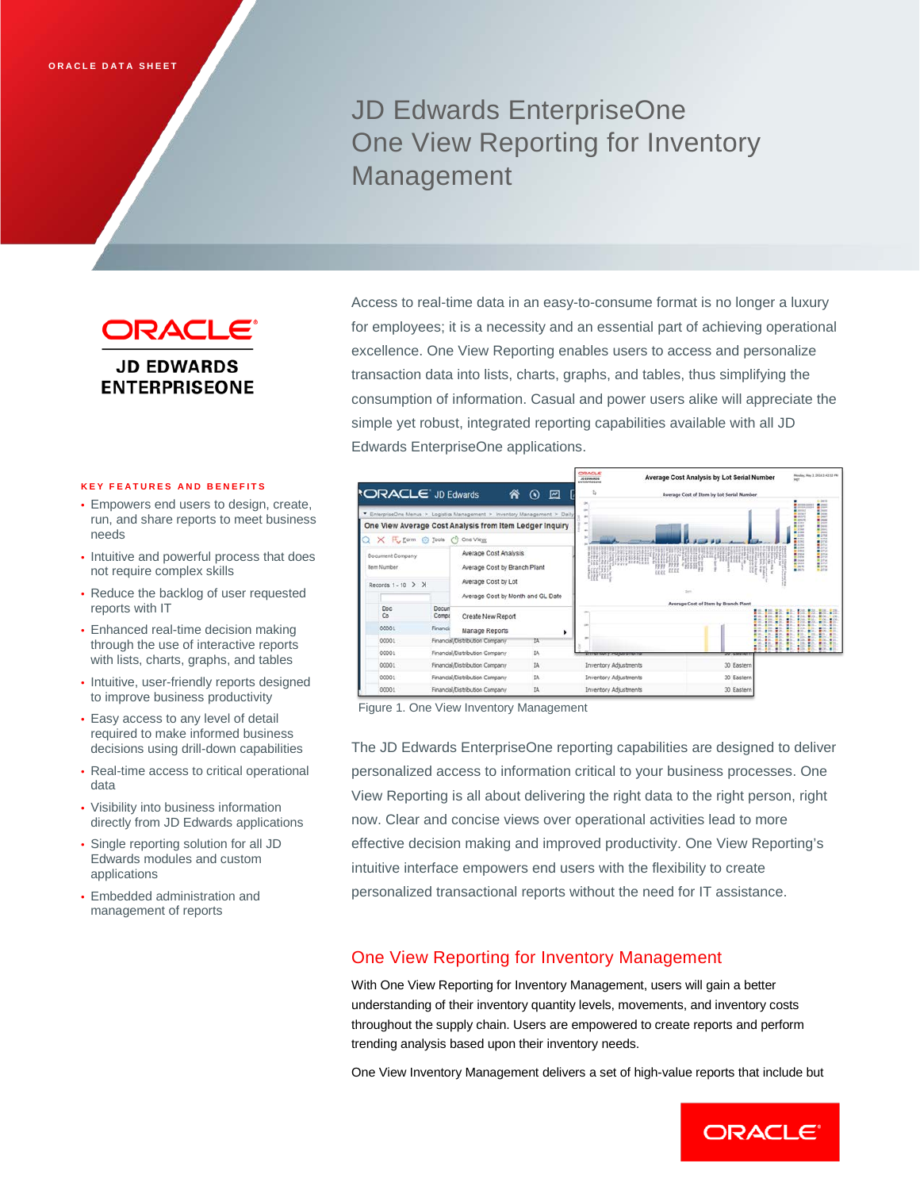ORACLE DATA SHEET

# JD Edwards EnterpriseOne One View Reporting for Inventory Management

ORACLE
JD EDWARDS ENTERPRISEONE

Access to real-time data in an easy-to-consume format is no longer a luxury for employees; it is a necessity and an essential part of achieving operational excellence. One View Reporting enables users to access and personalize transaction data into lists, charts, graphs, and tables, thus simplifying the consumption of information. Casual and power users alike will appreciate the simple yet robust, integrated reporting capabilities available with all JD Edwards EnterpriseOne applications.

Figure 1. One View Inventory Management

### KEY FEATURES AND BENEFITS

- Empowers end users to design, create, run, and share reports to meet business needs
- Intuitive and powerful process that does not require complex skills
- Reduce the backlog of user requested reports with IT
- Enhanced real-time decision making through the use of interactive reports with lists, charts, graphs, and tables
- Intuitive, user-friendly reports designed to improve business productivity
- Easy access to any level of detail required to make informed business decisions using drill-down capabilities
- Real-time access to critical operational data
- Visibility into business information directly from JD Edwards applications
- Single reporting solution for all JD Edwards modules and custom applications
- Embedded administration and management of reports

The JD Edwards EnterpriseOne reporting capabilities are designed to deliver personalized access to information critical to your business processes. One View Reporting is all about delivering the right data to the right person, right now. Clear and concise views over operational activities lead to more effective decision making and improved productivity. One View Reporting's intuitive interface empowers end users with the flexibility to create personalized transactional reports without the need for IT assistance.

## One View Reporting for Inventory Management

With One View Reporting for Inventory Management, users will gain a better understanding of their inventory quantity levels, movements, and inventory costs throughout the supply chain. Users are empowered to create reports and perform trending analysis based upon their inventory needs.

One View Inventory Management delivers a set of high-value reports that include but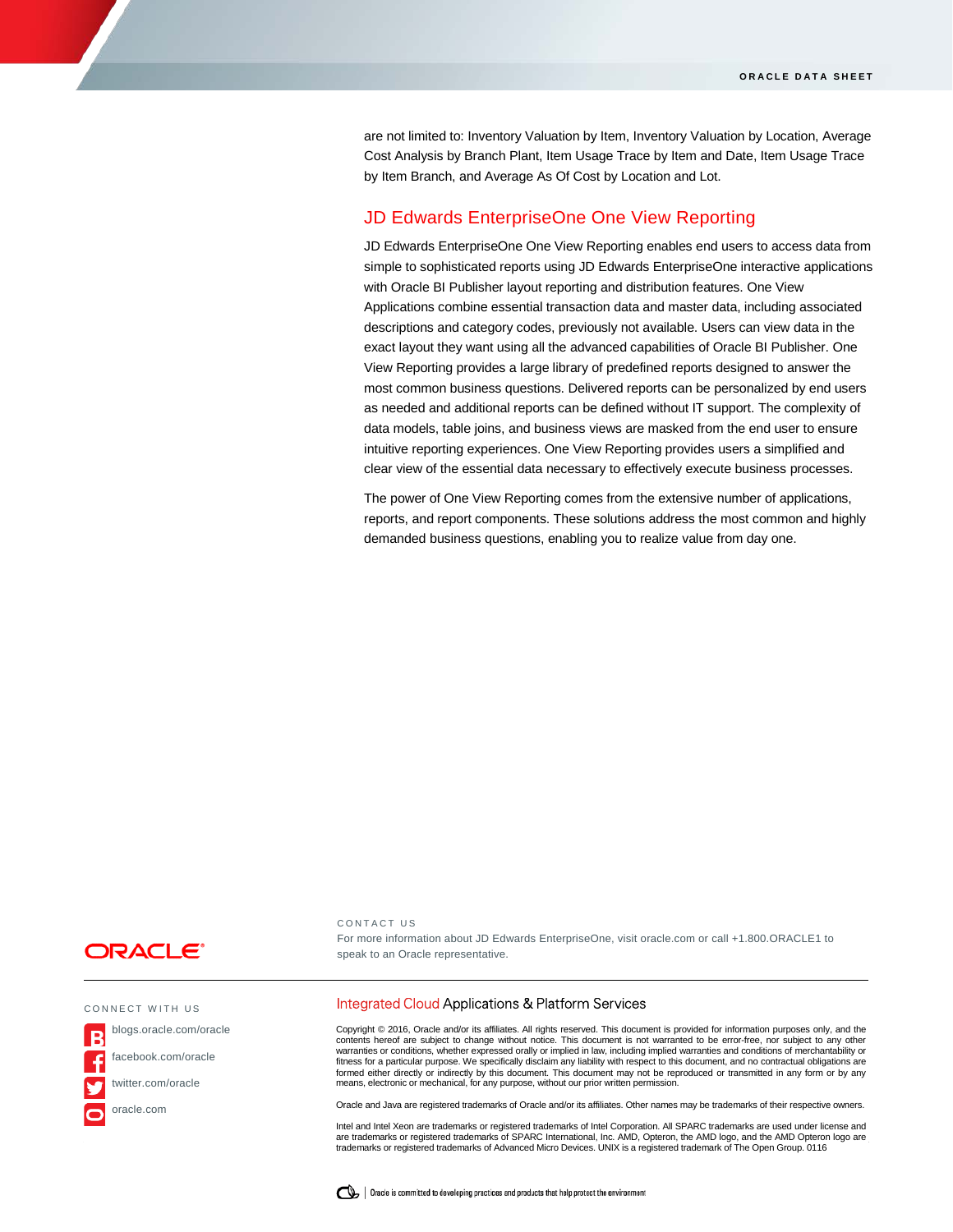are not limited to: Inventory Valuation by Item, Inventory Valuation by Location, Average Cost Analysis by Branch Plant, Item Usage Trace by Item and Date, Item Usage Trace by Item Branch, and Average As Of Cost by Location and Lot.

## JD Edwards EnterpriseOne One View Reporting

JD Edwards EnterpriseOne One View Reporting enables end users to access data from simple to sophisticated reports using JD Edwards EnterpriseOne interactive applications with Oracle BI Publisher layout reporting and distribution features. One View Applications combine essential transaction data and master data, including associated descriptions and category codes, previously not available. Users can view data in the exact layout they want using all the advanced capabilities of Oracle BI Publisher. One View Reporting provides a large library of predefined reports designed to answer the most common business questions. Delivered reports can be personalized by end users as needed and additional reports can be defined without IT support. The complexity of data models, table joins, and business views are masked from the end user to ensure intuitive reporting experiences. One View Reporting provides users a simplified and clear view of the essential data necessary to effectively execute business processes.

The power of One View Reporting comes from the extensive number of applications, reports, and report components. These solutions address the most common and highly demanded business questions, enabling you to realize value from day one.

CONTACT US

For more information about JD Edwards EnterpriseOne, visit oracle.com or call +1.800.ORACLE1 to speak to an Oracle representative.

CONNECT WITH US

blogs.oracle.com/oracle

facebook.com/oracle

twitter.com/oracle

oracle.com

Integrated Cloud Applications & Platform Services

Copyright © 2016, Oracle and/or its affiliates. All rights reserved. This document is provided for information purposes only, and the contents hereof are subject to change without notice. This document is not warranted to be error-free, nor subject to any other warranties or conditions, whether expressed orally or implied in law, including implied warranties and conditions of merchantability or fitness for a particular purpose. We specifically disclaim any liability with respect to this document, and no contractual obligations are formed either directly or indirectly by this document. This document may not be reproduced or transmitted in any form or by any means, electronic or mechanical, for any purpose, without our prior written permission.

Oracle and Java are registered trademarks of Oracle and/or its affiliates. Other names may be trademarks of their respective owners.

Intel and Intel Xeon are trademarks or registered trademarks of Intel Corporation. All SPARC trademarks are used under license and are trademarks or registered trademarks of SPARC International, Inc. AMD, Opteron, the AMD logo, and the AMD Opteron logo are trademarks or registered trademarks of Advanced Micro Devices. UNIX is a registered trademark of The Open Group. 0116

Oracle is committed to developing practices and products that help protect the environment